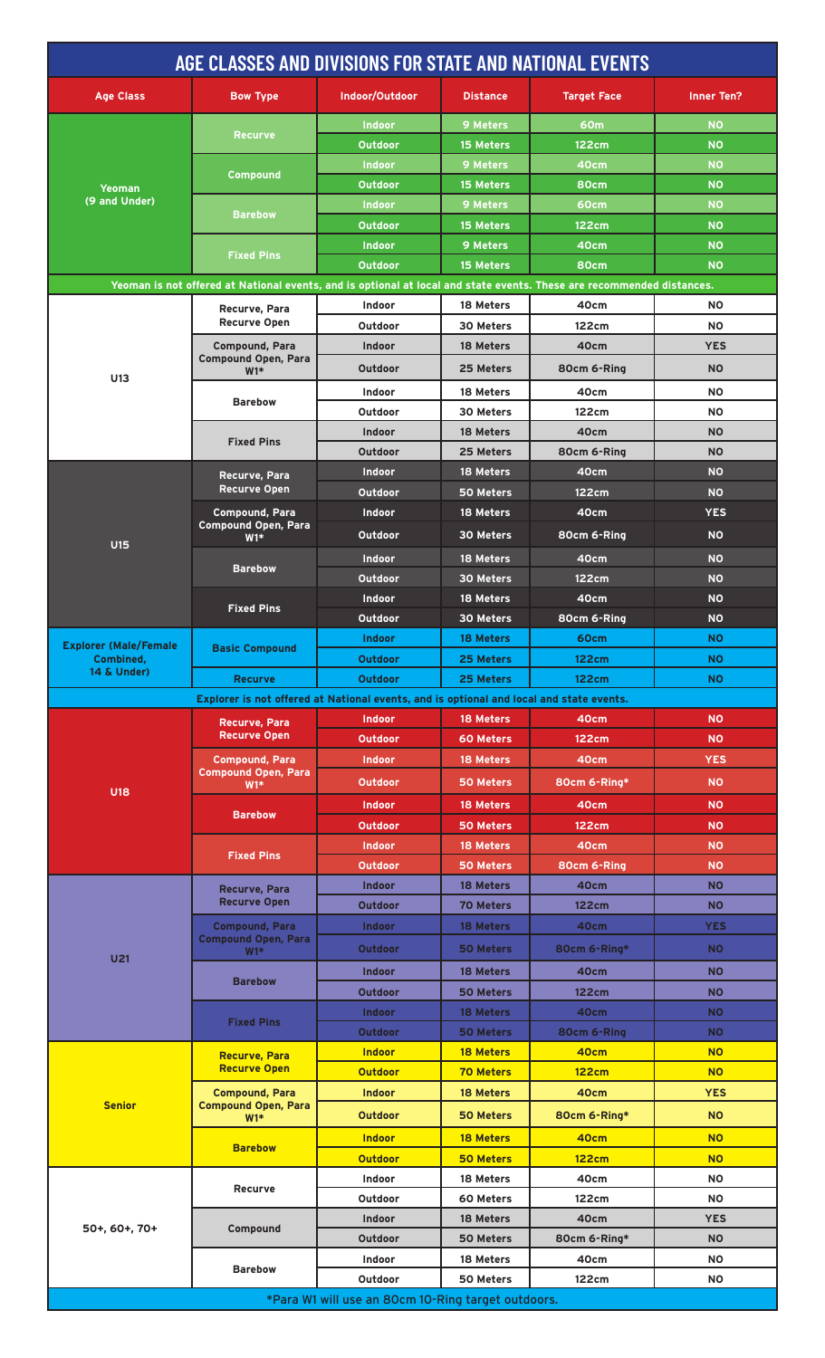# AGE CLASSES AND DIVISIONS FOR STATE AND NATIONAL EVENTS

| Age Class | Bow Type | Indoor/Outdoor | Distance | Target Face | Inner Ten? |
|---|---|---|---|---|---|
| Yeoman (9 and Under) | Recurve | Indoor | 9 Meters | 60m | NO |
| | | Outdoor | 15 Meters | 122cm | NO |
| | Compound | Indoor | 9 Meters | 40cm | NO |
| | | Outdoor | 15 Meters | 80cm | NO |
| | Barebow | Indoor | 9 Meters | 60cm | NO |
| | | Outdoor | 15 Meters | 122cm | NO |
| | Fixed Pins | Indoor | 9 Meters | 40cm | NO |
| | | Outdoor | 15 Meters | 80cm | NO |
| Yeoman is not offered at National events, and is optional at local and state events. These are recommended distances. | | | | | |
| U13 | Recurve, Para Recurve Open | Indoor | 18 Meters | 40cm | NO |
| | | Outdoor | 30 Meters | 122cm | NO |
| | Compound, Para Compound Open, Para W1* | Indoor | 18 Meters | 40cm | YES |
| | | Outdoor | 25 Meters | 80cm 6-Ring | NO |
| | Barebow | Indoor | 18 Meters | 40cm | NO |
| | | Outdoor | 30 Meters | 122cm | NO |
| | Fixed Pins | Indoor | 18 Meters | 40cm | NO |
| | | Outdoor | 25 Meters | 80cm 6-Ring | NO |
| U15 | Recurve, Para Recurve Open | Indoor | 18 Meters | 40cm | NO |
| | | Outdoor | 50 Meters | 122cm | NO |
| | Compound, Para Compound Open, Para W1* | Indoor | 18 Meters | 40cm | YES |
| | | Outdoor | 30 Meters | 80cm 6-Ring | NO |
| | Barebow | Indoor | 18 Meters | 40cm | NO |
| | | Outdoor | 30 Meters | 122cm | NO |
| | Fixed Pins | Indoor | 18 Meters | 40cm | NO |
| | | Outdoor | 30 Meters | 80cm 6-Ring | NO |
| Explorer (Male/Female Combined, 14 & Under) | Basic Compound | Indoor | 18 Meters | 60cm | NO |
| | | Outdoor | 25 Meters | 122cm | NO |
| | Recurve | Outdoor | 25 Meters | 122cm | NO |
| Explorer is not offered at National events, and is optional and local and state events. | | | | | |
| U18 | Recurve, Para Recurve Open | Indoor | 18 Meters | 40cm | NO |
| | | Outdoor | 60 Meters | 122cm | NO |
| | Compound, Para Compound Open, Para W1* | Indoor | 18 Meters | 40cm | YES |
| | | Outdoor | 50 Meters | 80cm 6-Ring* | NO |
| | Barebow | Indoor | 18 Meters | 40cm | NO |
| | | Outdoor | 50 Meters | 122cm | NO |
| | Fixed Pins | Indoor | 18 Meters | 40cm | NO |
| | | Outdoor | 50 Meters | 80cm 6-Ring | NO |
| U21 | Recurve, Para Recurve Open | Indoor | 18 Meters | 40cm | NO |
| | | Outdoor | 70 Meters | 122cm | NO |
| | Compound, Para Compound Open, Para W1* | Indoor | 18 Meters | 40cm | YES |
| | | Outdoor | 50 Meters | 80cm 6-Ring* | NO |
| | Barebow | Indoor | 18 Meters | 40cm | NO |
| | | Outdoor | 50 Meters | 122cm | NO |
| | Fixed Pins | Indoor | 18 Meters | 40cm | NO |
| | | Outdoor | 50 Meters | 80cm 6-Ring | NO |
| Senior | Recurve, Para Recurve Open | Indoor | 18 Meters | 40cm | NO |
| | | Outdoor | 70 Meters | 122cm | NO |
| | Compound, Para Compound Open, Para W1* | Indoor | 18 Meters | 40cm | YES |
| | | Outdoor | 50 Meters | 80cm 6-Ring* | NO |
| | Barebow | Indoor | 18 Meters | 40cm | NO |
| | | Outdoor | 50 Meters | 122cm | NO |
| 50+, 60+, 70+ | Recurve | Indoor | 18 Meters | 40cm | NO |
| | | Outdoor | 60 Meters | 122cm | NO |
| | Compound | Indoor | 18 Meters | 40cm | YES |
| | | Outdoor | 50 Meters | 80cm 6-Ring* | NO |
| | Barebow | Indoor | 18 Meters | 40cm | NO |
| | | Outdoor | 50 Meters | 122cm | NO |

*Para W1 will use an 80cm 10-Ring target outdoors.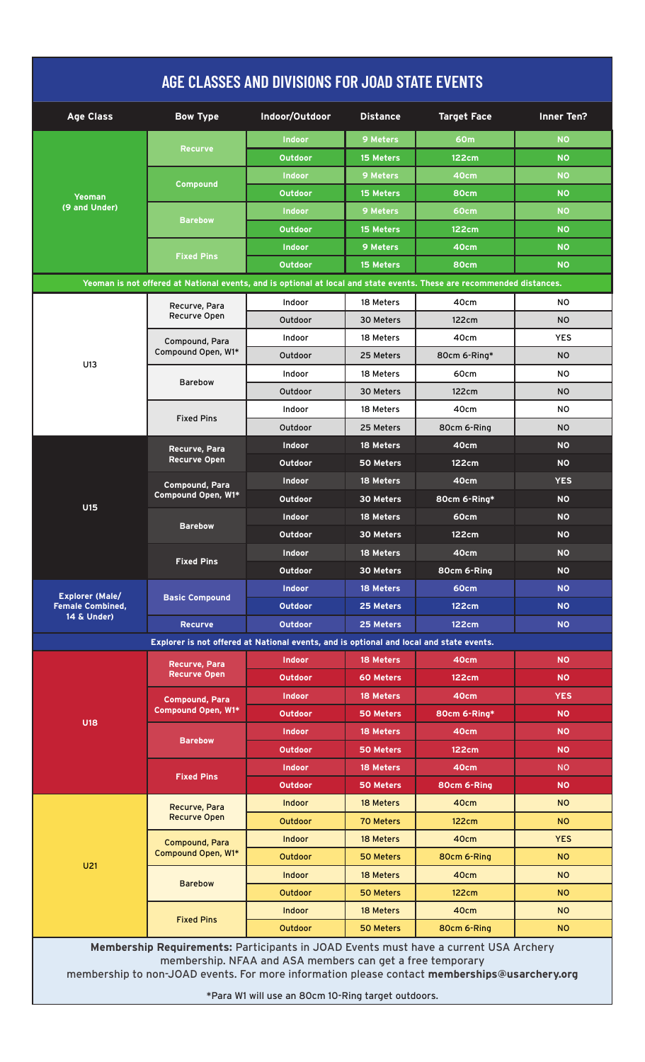# AGE CLASSES AND DIVISIONS FOR JOAD STATE EVENTS

| Age Class | Bow Type | Indoor/Outdoor | Distance | Target Face | Inner Ten? |
|---|---|---|---|---|---|
| Yeoman (9 and Under) | Recurve | Indoor | 9 Meters | 60m | NO |
| | | Outdoor | 15 Meters | 122cm | NO |
| | Compound | Indoor | 9 Meters | 40cm | NO |
| | | Outdoor | 15 Meters | 80cm | NO |
| | Barebow | Indoor | 9 Meters | 60cm | NO |
| | | Outdoor | 15 Meters | 122cm | NO |
| | Fixed Pins | Indoor | 9 Meters | 40cm | NO |
| | | Outdoor | 15 Meters | 80cm | NO |
| Yeoman is not offered at National events, and is optional at local and state events. These are recommended distances. | | | | | |
| U13 | Recurve, Para Recurve Open | Indoor | 18 Meters | 40cm | NO |
| | | Outdoor | 30 Meters | 122cm | NO |
| | Compound, Para Compound Open, W1* | Indoor | 18 Meters | 40cm | YES |
| | | Outdoor | 25 Meters | 80cm 6-Ring* | NO |
| | Barebow | Indoor | 18 Meters | 60cm | NO |
| | | Outdoor | 30 Meters | 122cm | NO |
| | Fixed Pins | Indoor | 18 Meters | 40cm | NO |
| | | Outdoor | 25 Meters | 80cm 6-Ring | NO |
| U15 | Recurve, Para Recurve Open | Indoor | 18 Meters | 40cm | NO |
| | | Outdoor | 50 Meters | 122cm | NO |
| | Compound, Para Compound Open, W1* | Indoor | 18 Meters | 40cm | YES |
| | | Outdoor | 30 Meters | 80cm 6-Ring* | NO |
| | Barebow | Indoor | 18 Meters | 60cm | NO |
| | | Outdoor | 30 Meters | 122cm | NO |
| | Fixed Pins | Indoor | 18 Meters | 40cm | NO |
| | | Outdoor | 30 Meters | 80cm 6-Ring | NO |
| Explorer (Male/ Female Combined, 14 & Under) | Basic Compound | Indoor | 18 Meters | 60cm | NO |
| | | Outdoor | 25 Meters | 122cm | NO |
| | Recurve | Outdoor | 25 Meters | 122cm | NO |
| Explorer is not offered at National events, and is optional and local and state events. | | | | | |
| U18 | Recurve, Para Recurve Open | Indoor | 18 Meters | 40cm | NO |
| | | Outdoor | 60 Meters | 122cm | NO |
| | Compound, Para Compound Open, W1* | Indoor | 18 Meters | 40cm | YES |
| | | Outdoor | 50 Meters | 80cm 6-Ring* | NO |
| | Barebow | Indoor | 18 Meters | 40cm | NO |
| | | Outdoor | 50 Meters | 122cm | NO |
| | Fixed Pins | Indoor | 18 Meters | 40cm | NO |
| | | Outdoor | 50 Meters | 80cm 6-Ring | NO |
| U21 | Recurve, Para Recurve Open | Indoor | 18 Meters | 40cm | NO |
| | | Outdoor | 70 Meters | 122cm | NO |
| | Compound, Para Compound Open, W1* | Indoor | 18 Meters | 40cm | YES |
| | | Outdoor | 50 Meters | 80cm 6-Ring | NO |
| | Barebow | Indoor | 18 Meters | 40cm | NO |
| | | Outdoor | 50 Meters | 122cm | NO |
| | Fixed Pins | Indoor | 18 Meters | 40cm | NO |
| | | Outdoor | 50 Meters | 80cm 6-Ring | NO |

**Membership Requirements:** Participants in JOAD Events must have a current USA Archery membership. NFAA and ASA members can get a free temporary membership to non-JOAD events. For more information please contact **memberships@usarchery.org**

*Para W1 will use an 80cm 10-Ring target outdoors.